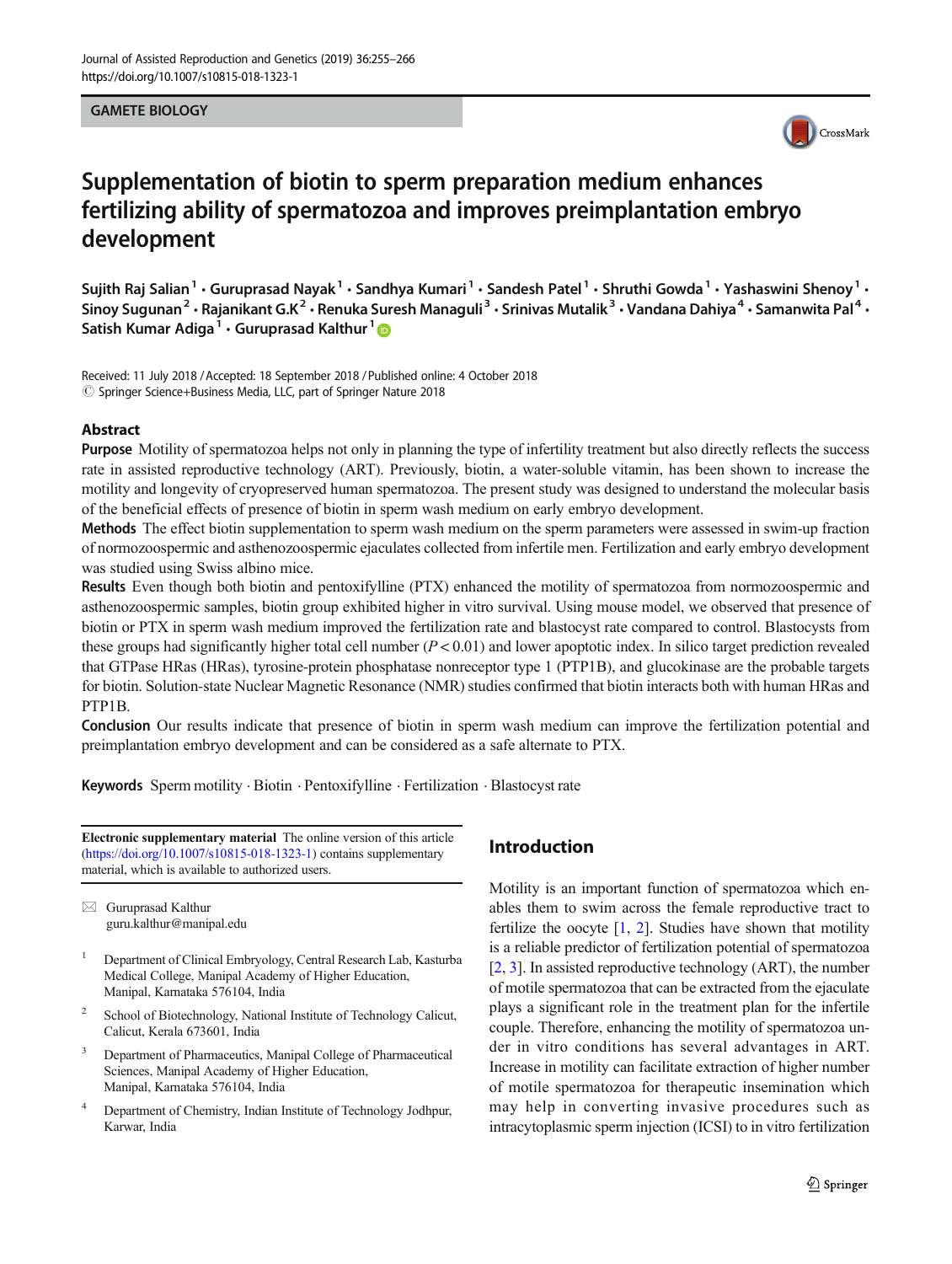GAMETE BIOLOGY

# Supplementation of biotin to sperm preparation medium enhances fertilizing ability of spermatozoa and improves preimplantation embryo development

Sujith Raj Salian[1] · Guruprasad Nayak[1] · Sandhya Kumari[1] · Sandesh Patel[1] · Shruthi Gowda[1] · Yashaswini Shenoy[1] · Sinoy Sugunan[2] · Rajanikant G.K[2] · Renuka Suresh Managuli[3] · Srinivas Mutalik[3] · Vandana Dahiya[4] · Samanwita Pal[4] · Satish Kumar Adiga[1] · Guruprasad Kalthur[1]

Received: 11 July 2018 / Accepted: 18 September 2018 / Published online: 4 October 2018
© Springer Science+Business Media, LLC, part of Springer Nature 2018

## Abstract

**Purpose** Motility of spermatozoa helps not only in planning the type of infertility treatment but also directly reflects the success rate in assisted reproductive technology (ART). Previously, biotin, a water-soluble vitamin, has been shown to increase the motility and longevity of cryopreserved human spermatozoa. The present study was designed to understand the molecular basis of the beneficial effects of presence of biotin in sperm wash medium on early embryo development.

**Methods** The effect biotin supplementation to sperm wash medium on the sperm parameters were assessed in swim-up fraction of normozoospermic and asthenozoospermic ejaculates collected from infertile men. Fertilization and early embryo development was studied using Swiss albino mice.

**Results** Even though both biotin and pentoxifylline (PTX) enhanced the motility of spermatozoa from normozoospermic and asthenozoospermic samples, biotin group exhibited higher in vitro survival. Using mouse model, we observed that presence of biotin or PTX in sperm wash medium improved the fertilization rate and blastocyst rate compared to control. Blastocysts from these groups had significantly higher total cell number ($P < 0.01$) and lower apoptotic index. In silico target prediction revealed that GTPase HRas (HRas), tyrosine-protein phosphatase nonreceptor type 1 (PTP1B), and glucokinase are the probable targets for biotin. Solution-state Nuclear Magnetic Resonance (NMR) studies confirmed that biotin interacts both with human HRas and PTP1B.

**Conclusion** Our results indicate that presence of biotin in sperm wash medium can improve the fertilization potential and preimplantation embryo development and can be considered as a safe alternate to PTX.

**Keywords** Sperm motility · Biotin · Pentoxifylline · Fertilization · Blastocyst rate

**Electronic supplementary material** The online version of this article (https://doi.org/10.1007/s10815-018-1323-1) contains supplementary material, which is available to authorized users.

✉ Guruprasad Kalthur
guru.kalthur@manipal.edu

[1] Department of Clinical Embryology, Central Research Lab, Kasturba Medical College, Manipal Academy of Higher Education, Manipal, Karnataka 576104, India

[2] School of Biotechnology, National Institute of Technology Calicut, Calicut, Kerala 673601, India

[3] Department of Pharmaceutics, Manipal College of Pharmaceutical Sciences, Manipal Academy of Higher Education, Manipal, Karnataka 576104, India

[4] Department of Chemistry, Indian Institute of Technology Jodhpur, Karwar, India

## Introduction

Motility is an important function of spermatozoa which enables them to swim across the female reproductive tract to fertilize the oocyte [1, 2]. Studies have shown that motility is a reliable predictor of fertilization potential of spermatozoa [2, 3]. In assisted reproductive technology (ART), the number of motile spermatozoa that can be extracted from the ejaculate plays a significant role in the treatment plan for the infertile couple. Therefore, enhancing the motility of spermatozoa under in vitro conditions has several advantages in ART. Increase in motility can facilitate extraction of higher number of motile spermatozoa for therapeutic insemination which may help in converting invasive procedures such as intracytoplasmic sperm injection (ICSI) to in vitro fertilization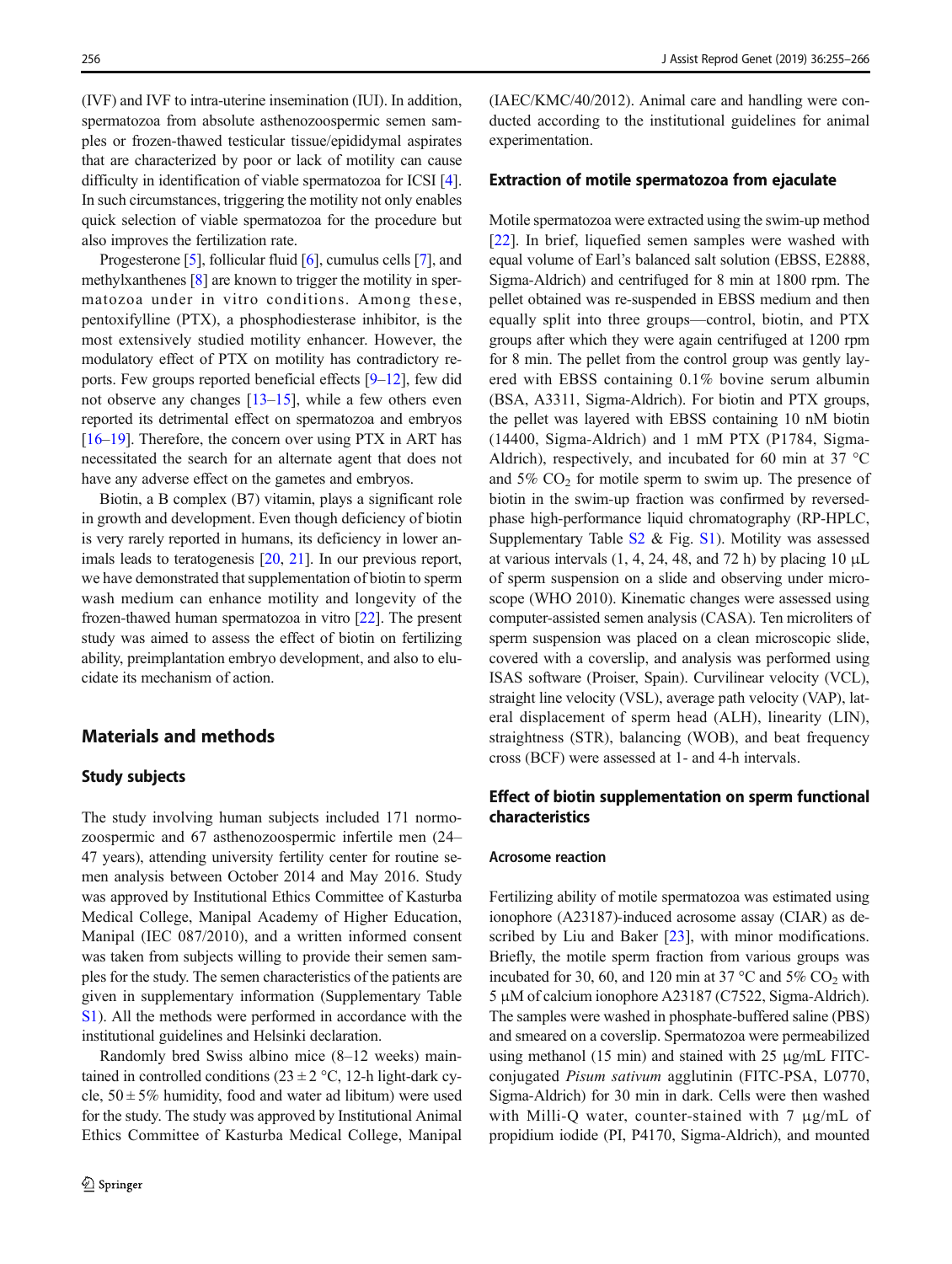(IVF) and IVF to intra-uterine insemination (IUI). In addition, spermatozoa from absolute asthenozoospermic semen samples or frozen-thawed testicular tissue/epididymal aspirates that are characterized by poor or lack of motility can cause difficulty in identification of viable spermatozoa for ICSI [4]. In such circumstances, triggering the motility not only enables quick selection of viable spermatozoa for the procedure but also improves the fertilization rate.

Progesterone [5], follicular fluid [6], cumulus cells [7], and methylxanthenes [8] are known to trigger the motility in spermatozoa under in vitro conditions. Among these, pentoxifylline (PTX), a phosphodiesterase inhibitor, is the most extensively studied motility enhancer. However, the modulatory effect of PTX on motility has contradictory reports. Few groups reported beneficial effects [9–12], few did not observe any changes [13–15], while a few others even reported its detrimental effect on spermatozoa and embryos [16–19]. Therefore, the concern over using PTX in ART has necessitated the search for an alternate agent that does not have any adverse effect on the gametes and embryos.

Biotin, a B complex (B7) vitamin, plays a significant role in growth and development. Even though deficiency of biotin is very rarely reported in humans, its deficiency in lower animals leads to teratogenesis [20, 21]. In our previous report, we have demonstrated that supplementation of biotin to sperm wash medium can enhance motility and longevity of the frozen-thawed human spermatozoa in vitro [22]. The present study was aimed to assess the effect of biotin on fertilizing ability, preimplantation embryo development, and also to elucidate its mechanism of action.

## Materials and methods

### Study subjects

The study involving human subjects included 171 normozoospermic and 67 asthenozoospermic infertile men (24–47 years), attending university fertility center for routine semen analysis between October 2014 and May 2016. Study was approved by Institutional Ethics Committee of Kasturba Medical College, Manipal Academy of Higher Education, Manipal (IEC 087/2010), and a written informed consent was taken from subjects willing to provide their semen samples for the study. The semen characteristics of the patients are given in supplementary information (Supplementary Table S1). All the methods were performed in accordance with the institutional guidelines and Helsinki declaration.

Randomly bred Swiss albino mice (8–12 weeks) maintained in controlled conditions ($23 \pm 2$ °C, 12-h light-dark cycle, $50 \pm 5\%$ humidity, food and water ad libitum) were used for the study. The study was approved by Institutional Animal Ethics Committee of Kasturba Medical College, Manipal (IAEC/KMC/40/2012). Animal care and handling were conducted according to the institutional guidelines for animal experimentation.

### Extraction of motile spermatozoa from ejaculate

Motile spermatozoa were extracted using the swim-up method [22]. In brief, liquefied semen samples were washed with equal volume of Earl's balanced salt solution (EBSS, E2888, Sigma-Aldrich) and centrifuged for 8 min at 1800 rpm. The pellet obtained was re-suspended in EBSS medium and then equally split into three groups—control, biotin, and PTX groups after which they were again centrifuged at 1200 rpm for 8 min. The pellet from the control group was gently layered with EBSS containing 0.1% bovine serum albumin (BSA, A3311, Sigma-Aldrich). For biotin and PTX groups, the pellet was layered with EBSS containing 10 nM biotin (14400, Sigma-Aldrich) and 1 mM PTX (P1784, Sigma-Aldrich), respectively, and incubated for 60 min at 37 °C and 5% $CO_2$ for motile sperm to swim up. The presence of biotin in the swim-up fraction was confirmed by reversed-phase high-performance liquid chromatography (RP-HPLC, Supplementary Table S2 & Fig. S1). Motility was assessed at various intervals (1, 4, 24, 48, and 72 h) by placing 10 μL of sperm suspension on a slide and observing under microscope (WHO 2010). Kinematic changes were assessed using computer-assisted semen analysis (CASA). Ten microliters of sperm suspension was placed on a clean microscopic slide, covered with a coverslip, and analysis was performed using ISAS software (Proiser, Spain). Curvilinear velocity (VCL), straight line velocity (VSL), average path velocity (VAP), lateral displacement of sperm head (ALH), linearity (LIN), straightness (STR), balancing (WOB), and beat frequency cross (BCF) were assessed at 1- and 4-h intervals.

### Effect of biotin supplementation on sperm functional characteristics

#### Acrosome reaction

Fertilizing ability of motile spermatozoa was estimated using ionophore (A23187)-induced acrosome assay (CIAR) as described by Liu and Baker [23], with minor modifications. Briefly, the motile sperm fraction from various groups was incubated for 30, 60, and 120 min at 37 °C and 5% $CO_2$ with 5 μM of calcium ionophore A23187 (C7522, Sigma-Aldrich). The samples were washed in phosphate-buffered saline (PBS) and smeared on a coverslip. Spermatozoa were permeabilized using methanol (15 min) and stained with 25 μg/mL FITC-conjugated *Pisum sativum* agglutinin (FITC-PSA, L0770, Sigma-Aldrich) for 30 min in dark. Cells were then washed with Milli-Q water, counter-stained with 7 μg/mL of propidium iodide (PI, P4170, Sigma-Aldrich), and mounted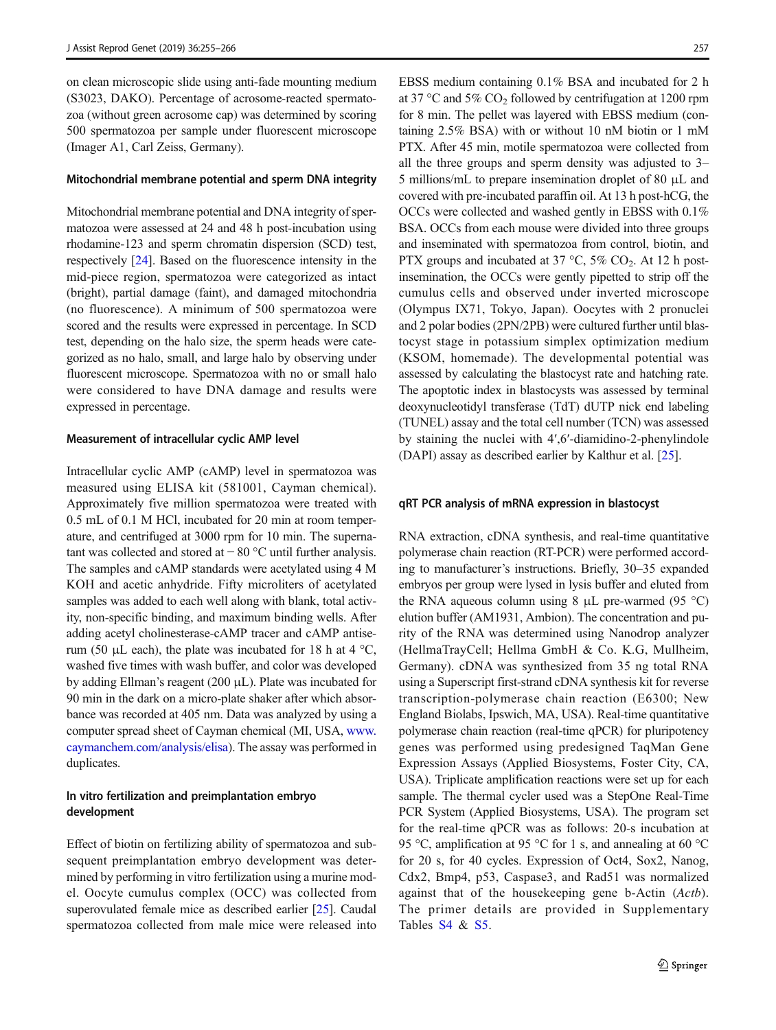on clean microscopic slide using anti-fade mounting medium (S3023, DAKO). Percentage of acrosome-reacted spermatozoa (without green acrosome cap) was determined by scoring 500 spermatozoa per sample under fluorescent microscope (Imager A1, Carl Zeiss, Germany).

### Mitochondrial membrane potential and sperm DNA integrity

Mitochondrial membrane potential and DNA integrity of spermatozoa were assessed at 24 and 48 h post-incubation using rhodamine-123 and sperm chromatin dispersion (SCD) test, respectively [24]. Based on the fluorescence intensity in the mid-piece region, spermatozoa were categorized as intact (bright), partial damage (faint), and damaged mitochondria (no fluorescence). A minimum of 500 spermatozoa were scored and the results were expressed in percentage. In SCD test, depending on the halo size, the sperm heads were categorized as no halo, small, and large halo by observing under fluorescent microscope. Spermatozoa with no or small halo were considered to have DNA damage and results were expressed in percentage.

### Measurement of intracellular cyclic AMP level

Intracellular cyclic AMP (cAMP) level in spermatozoa was measured using ELISA kit (581001, Cayman chemical). Approximately five million spermatozoa were treated with 0.5 mL of 0.1 M HCl, incubated for 20 min at room temperature, and centrifuged at 3000 rpm for 10 min. The supernatant was collected and stored at − 80 °C until further analysis. The samples and cAMP standards were acetylated using 4 M KOH and acetic anhydride. Fifty microliters of acetylated samples was added to each well along with blank, total activity, non-specific binding, and maximum binding wells. After adding acetyl cholinesterase-cAMP tracer and cAMP antiserum (50 μL each), the plate was incubated for 18 h at 4 °C, washed five times with wash buffer, and color was developed by adding Ellman's reagent (200 μL). Plate was incubated for 90 min in the dark on a micro-plate shaker after which absorbance was recorded at 405 nm. Data was analyzed by using a computer spread sheet of Cayman chemical (MI, USA, www.caymanchem.com/analysis/elisa). The assay was performed in duplicates.

### In vitro fertilization and preimplantation embryo development

Effect of biotin on fertilizing ability of spermatozoa and subsequent preimplantation embryo development was determined by performing in vitro fertilization using a murine model. Oocyte cumulus complex (OCC) was collected from superovulated female mice as described earlier [25]. Caudal spermatozoa collected from male mice were released into EBSS medium containing 0.1% BSA and incubated for 2 h at 37 °C and 5% $CO_2$ followed by centrifugation at 1200 rpm for 8 min. The pellet was layered with EBSS medium (containing 2.5% BSA) with or without 10 nM biotin or 1 mM PTX. After 45 min, motile spermatozoa were collected from all the three groups and sperm density was adjusted to 3–5 millions/mL to prepare insemination droplet of 80 μL and covered with pre-incubated paraffin oil. At 13 h post-hCG, the OCCs were collected and washed gently in EBSS with 0.1% BSA. OCCs from each mouse were divided into three groups and inseminated with spermatozoa from control, biotin, and PTX groups and incubated at 37 °C, 5% $CO_2$. At 12 h post-insemination, the OCCs were gently pipetted to strip off the cumulus cells and observed under inverted microscope (Olympus IX71, Tokyo, Japan). Oocytes with 2 pronuclei and 2 polar bodies (2PN/2PB) were cultured further until blastocyst stage in potassium simplex optimization medium (KSOM, homemade). The developmental potential was assessed by calculating the blastocyst rate and hatching rate. The apoptotic index in blastocysts was assessed by terminal deoxynucleotidyl transferase (TdT) dUTP nick end labeling (TUNEL) assay and the total cell number (TCN) was assessed by staining the nuclei with 4′,6′-diamidino-2-phenylindole (DAPI) assay as described earlier by Kalthur et al. [25].

### qRT PCR analysis of mRNA expression in blastocyst

RNA extraction, cDNA synthesis, and real-time quantitative polymerase chain reaction (RT-PCR) were performed according to manufacturer's instructions. Briefly, 30–35 expanded embryos per group were lysed in lysis buffer and eluted from the RNA aqueous column using 8 μL pre-warmed (95 °C) elution buffer (AM1931, Ambion). The concentration and purity of the RNA was determined using Nanodrop analyzer (HellmaTrayCell; Hellma GmbH & Co. K.G, Mullheim, Germany). cDNA was synthesized from 35 ng total RNA using a Superscript first-strand cDNA synthesis kit for reverse transcription-polymerase chain reaction (E6300; New England Biolabs, Ipswich, MA, USA). Real-time quantitative polymerase chain reaction (real-time qPCR) for pluripotency genes was performed using predesigned TaqMan Gene Expression Assays (Applied Biosystems, Foster City, CA, USA). Triplicate amplification reactions were set up for each sample. The thermal cycler used was a StepOne Real-Time PCR System (Applied Biosystems, USA). The program set for the real-time qPCR was as follows: 20-s incubation at 95 °C, amplification at 95 °C for 1 s, and annealing at 60 °C for 20 s, for 40 cycles. Expression of Oct4, Sox2, Nanog, Cdx2, Bmp4, p53, Caspase3, and Rad51 was normalized against that of the housekeeping gene b-Actin (*Actb*). The primer details are provided in Supplementary Tables S4 & S5.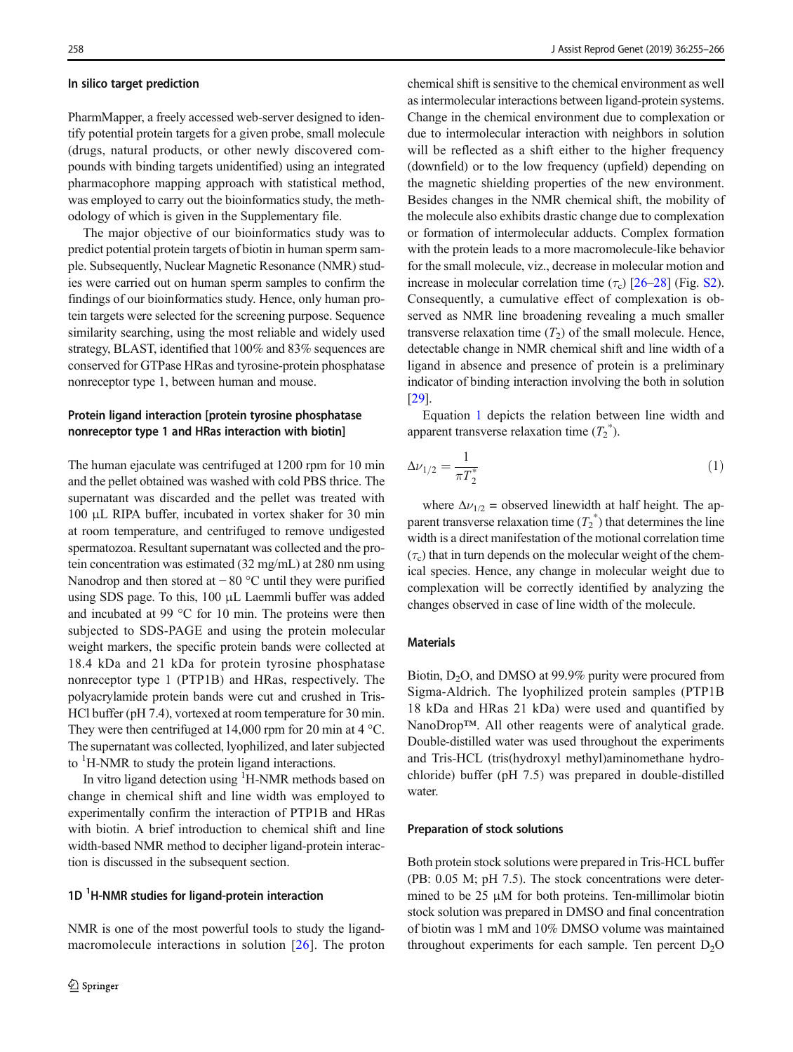### In silico target prediction

PharmMapper, a freely accessed web-server designed to identify potential protein targets for a given probe, small molecule (drugs, natural products, or other newly discovered compounds with binding targets unidentified) using an integrated pharmacophore mapping approach with statistical method, was employed to carry out the bioinformatics study, the methodology of which is given in the Supplementary file.

The major objective of our bioinformatics study was to predict potential protein targets of biotin in human sperm sample. Subsequently, Nuclear Magnetic Resonance (NMR) studies were carried out on human sperm samples to confirm the findings of our bioinformatics study. Hence, only human protein targets were selected for the screening purpose. Sequence similarity searching, using the most reliable and widely used strategy, BLAST, identified that 100% and 83% sequences are conserved for GTPase HRas and tyrosine-protein phosphatase nonreceptor type 1, between human and mouse.

### Protein ligand interaction [protein tyrosine phosphatase nonreceptor type 1 and HRas interaction with biotin]

The human ejaculate was centrifuged at 1200 rpm for 10 min and the pellet obtained was washed with cold PBS thrice. The supernatant was discarded and the pellet was treated with 100 μL RIPA buffer, incubated in vortex shaker for 30 min at room temperature, and centrifuged to remove undigested spermatozoa. Resultant supernatant was collected and the protein concentration was estimated (32 mg/mL) at 280 nm using Nanodrop and then stored at − 80 °C until they were purified using SDS page. To this, 100 μL Laemmli buffer was added and incubated at 99 °C for 10 min. The proteins were then subjected to SDS-PAGE and using the protein molecular weight markers, the specific protein bands were collected at 18.4 kDa and 21 kDa for protein tyrosine phosphatase nonreceptor type 1 (PTP1B) and HRas, respectively. The polyacrylamide protein bands were cut and crushed in Tris-HCl buffer (pH 7.4), vortexed at room temperature for 30 min. They were then centrifuged at 14,000 rpm for 20 min at 4 °C. The supernatant was collected, lyophilized, and later subjected to $^1$H-NMR to study the protein ligand interactions.

In vitro ligand detection using $^1$H-NMR methods based on change in chemical shift and line width was employed to experimentally confirm the interaction of PTP1B and HRas with biotin. A brief introduction to chemical shift and line width-based NMR method to decipher ligand-protein interaction is discussed in the subsequent section.

### 1D $^1$H-NMR studies for ligand-protein interaction

NMR is one of the most powerful tools to study the ligand-macromolecule interactions in solution [26]. The proton chemical shift is sensitive to the chemical environment as well as intermolecular interactions between ligand-protein systems. Change in the chemical environment due to complexation or due to intermolecular interaction with neighbors in solution will be reflected as a shift either to the higher frequency (downfield) or to the low frequency (upfield) depending on the magnetic shielding properties of the new environment. Besides changes in the NMR chemical shift, the mobility of the molecule also exhibits drastic change due to complexation or formation of intermolecular adducts. Complex formation with the protein leads to a more macromolecule-like behavior for the small molecule, viz., decrease in molecular motion and increase in molecular correlation time ($\tau_c$) [26–28] (Fig. S2). Consequently, a cumulative effect of complexation is observed as NMR line broadening revealing a much smaller transverse relaxation time ($T_2$) of the small molecule. Hence, detectable change in NMR chemical shift and line width of a ligand in absence and presence of protein is a preliminary indicator of binding interaction involving the both in solution [29].

Equation 1 depicts the relation between line width and apparent transverse relaxation time ($T_2^*$).

$$\Delta\nu_{1/2} = \frac{1}{\pi T_2^*} \quad (1)$$

where $\Delta\nu_{1/2}$ = observed linewidth at half height. The apparent transverse relaxation time ($T_2^*$) that determines the line width is a direct manifestation of the motional correlation time ($\tau_c$) that in turn depends on the molecular weight of the chemical species. Hence, any change in molecular weight due to complexation will be correctly identified by analyzing the changes observed in case of line width of the molecule.

### Materials

Biotin, $D_2O$, and DMSO at 99.9% purity were procured from Sigma-Aldrich. The lyophilized protein samples (PTP1B 18 kDa and HRas 21 kDa) were used and quantified by NanoDrop™. All other reagents were of analytical grade. Double-distilled water was used throughout the experiments and Tris-HCL (tris(hydroxyl methyl)aminomethane hydrochloride) buffer (pH 7.5) was prepared in double-distilled water.

### Preparation of stock solutions

Both protein stock solutions were prepared in Tris-HCL buffer (PB: 0.05 M; pH 7.5). The stock concentrations were determined to be 25 μM for both proteins. Ten-millimolar biotin stock solution was prepared in DMSO and final concentration of biotin was 1 mM and 10% DMSO volume was maintained throughout experiments for each sample. Ten percent $D_2O$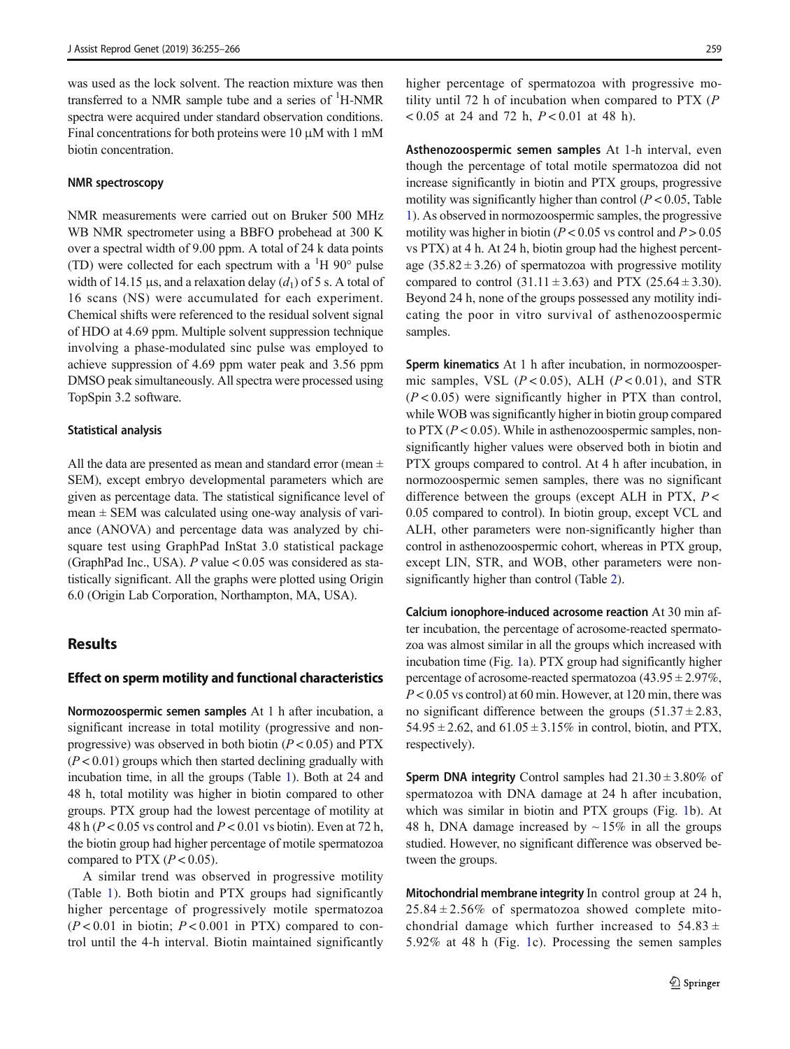was used as the lock solvent. The reaction mixture was then transferred to a NMR sample tube and a series of $^{1}$H-NMR spectra were acquired under standard observation conditions. Final concentrations for both proteins were 10 μM with 1 mM biotin concentration.

### NMR spectroscopy

NMR measurements were carried out on Bruker 500 MHz WB NMR spectrometer using a BBFO probehead at 300 K over a spectral width of 9.00 ppm. A total of 24 k data points (TD) were collected for each spectrum with a $^{1}$H 90° pulse width of 14.15 μs, and a relaxation delay ($d_1$) of 5 s. A total of 16 scans (NS) were accumulated for each experiment. Chemical shifts were referenced to the residual solvent signal of HDO at 4.69 ppm. Multiple solvent suppression technique involving a phase-modulated sinc pulse was employed to achieve suppression of 4.69 ppm water peak and 3.56 ppm DMSO peak simultaneously. All spectra were processed using TopSpin 3.2 software.

### Statistical analysis

All the data are presented as mean and standard error (mean ± SEM), except embryo developmental parameters which are given as percentage data. The statistical significance level of mean ± SEM was calculated using one-way analysis of variance (ANOVA) and percentage data was analyzed by chi-square test using GraphPad InStat 3.0 statistical package (GraphPad Inc., USA). $P$ value < 0.05 was considered as statistically significant. All the graphs were plotted using Origin 6.0 (Origin Lab Corporation, Northampton, MA, USA).

## Results

### Effect on sperm motility and functional characteristics

**Normozoospermic semen samples** At 1 h after incubation, a significant increase in total motility (progressive and non-progressive) was observed in both biotin ($P < 0.05$) and PTX ($P < 0.01$) groups which then started declining gradually with incubation time, in all the groups (Table 1). Both at 24 and 48 h, total motility was higher in biotin compared to other groups. PTX group had the lowest percentage of motility at 48 h ($P < 0.05$ vs control and $P < 0.01$ vs biotin). Even at 72 h, the biotin group had higher percentage of motile spermatozoa compared to PTX ($P < 0.05$).

A similar trend was observed in progressive motility (Table 1). Both biotin and PTX groups had significantly higher percentage of progressively motile spermatozoa ($P < 0.01$ in biotin; $P < 0.001$ in PTX) compared to control until the 4-h interval. Biotin maintained significantly higher percentage of spermatozoa with progressive motility until 72 h of incubation when compared to PTX ($P < 0.05$ at 24 and 72 h, $P < 0.01$ at 48 h).

**Asthenozoospermic semen samples** At 1-h interval, even though the percentage of total motile spermatozoa did not increase significantly in biotin and PTX groups, progressive motility was significantly higher than control ($P < 0.05$, Table 1). As observed in normozoospermic samples, the progressive motility was higher in biotin ($P < 0.05$ vs control and $P > 0.05$ vs PTX) at 4 h. At 24 h, biotin group had the highest percentage (35.82 ± 3.26) of spermatozoa with progressive motility compared to control (31.11 ± 3.63) and PTX (25.64 ± 3.30). Beyond 24 h, none of the groups possessed any motility indicating the poor in vitro survival of asthenozoospermic samples.

**Sperm kinematics** At 1 h after incubation, in normozoospermic samples, VSL ($P < 0.05$), ALH ($P < 0.01$), and STR ($P < 0.05$) were significantly higher in PTX than control, while WOB was significantly higher in biotin group compared to PTX ($P < 0.05$). While in asthenozoospermic samples, non-significantly higher values were observed both in biotin and PTX groups compared to control. At 4 h after incubation, in normozoospermic semen samples, there was no significant difference between the groups (except ALH in PTX, $P < 0.05$ compared to control). In biotin group, except VCL and ALH, other parameters were non-significantly higher than control in asthenozoospermic cohort, whereas in PTX group, except LIN, STR, and WOB, other parameters were non-significantly higher than control (Table 2).

**Calcium ionophore-induced acrosome reaction** At 30 min after incubation, the percentage of acrosome-reacted spermatozoa was almost similar in all the groups which increased with incubation time (Fig. 1a). PTX group had significantly higher percentage of acrosome-reacted spermatozoa (43.95 ± 2.97%, $P < 0.05$ vs control) at 60 min. However, at 120 min, there was no significant difference between the groups (51.37 ± 2.83, 54.95 ± 2.62, and 61.05 ± 3.15% in control, biotin, and PTX, respectively).

**Sperm DNA integrity** Control samples had 21.30 ± 3.80% of spermatozoa with DNA damage at 24 h after incubation, which was similar in biotin and PTX groups (Fig. 1b). At 48 h, DNA damage increased by ~15% in all the groups studied. However, no significant difference was observed between the groups.

**Mitochondrial membrane integrity** In control group at 24 h, 25.84 ± 2.56% of spermatozoa showed complete mitochondrial damage which further increased to 54.83 ± 5.92% at 48 h (Fig. 1c). Processing the semen samples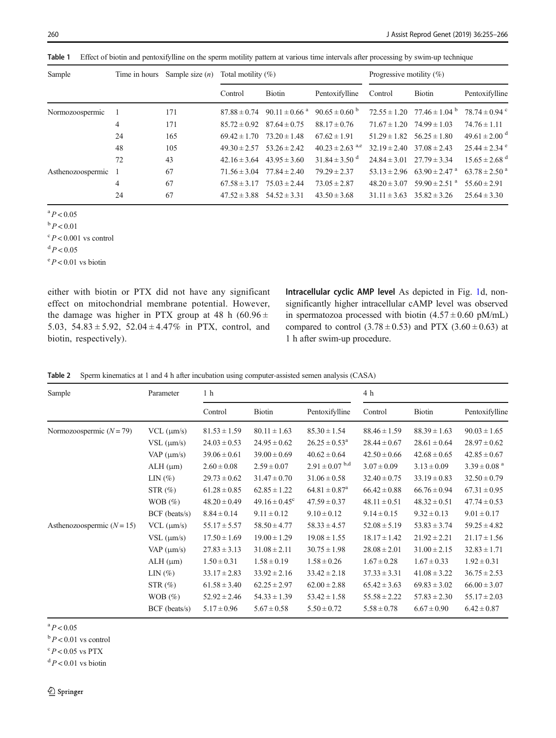**Table 1** Effect of biotin and pentoxifylline on the sperm motility pattern at various time intervals after processing by swim-up technique

| Sample | Time in hours | Sample size ($n$) | Total motility (%) | | | Progressive motility (%) | | |
|---|---|---|---|---|---|---|---|---|
| | | | Control | Biotin | Pentoxifylline | Control | Biotin | Pentoxifylline |
| Normozoospermic | 1 | 171 | 87.88 ± 0.74 | 90.11 ± 0.66 [a] | 90.65 ± 0.60 [b] | 72.55 ± 1.20 | 77.46 ± 1.04 [b] | 78.74 ± 0.94 [c] |
| | 4 | 171 | 85.72 ± 0.92 | 87.64 ± 0.75 | 88.17 ± 0.76 | 71.67 ± 1.20 | 74.99 ± 1.03 | 74.76 ± 1.11 |
| | 24 | 165 | 69.42 ± 1.70 | 73.20 ± 1.48 | 67.62 ± 1.91 | 51.29 ± 1.82 | 56.25 ± 1.80 | 49.61 ± 2.00 [d] |
| | 48 | 105 | 49.30 ± 2.57 | 53.26 ± 2.42 | 40.23 ± 2.63 [a,e] | 32.19 ± 2.40 | 37.08 ± 2.43 | 25.44 ± 2.34 [e] |
| | 72 | 43 | 42.16 ± 3.64 | 43.95 ± 3.60 | 31.84 ± 3.50 [d] | 24.84 ± 3.01 | 27.79 ± 3.34 | 15.65 ± 2.68 [d] |
| Asthenozoospermic | 1 | 67 | 71.56 ± 3.04 | 77.84 ± 2.40 | 79.29 ± 2.37 | 53.13 ± 2.96 | 63.90 ± 2.47 [a] | 63.78 ± 2.50 [a] |
| | 4 | 67 | 67.58 ± 3.17 | 75.03 ± 2.44 | 73.05 ± 2.87 | 48.20 ± 3.07 | 59.90 ± 2.51 [a] | 55.60 ± 2.91 |
| | 24 | 67 | 47.52 ± 3.88 | 54.52 ± 3.31 | 43.50 ± 3.68 | 31.11 ± 3.63 | 35.82 ± 3.26 | 25.64 ± 3.30 |

[a] $P < 0.05$

[b] $P < 0.01$

[c] $P < 0.001$ vs control

[d] $P < 0.05$

[e] $P < 0.01$ vs biotin

either with biotin or PTX did not have any significant effect on mitochondrial membrane potential. However, the damage was higher in PTX group at 48 h (60.96 ± 5.03, 54.83 ± 5.92, 52.04 ± 4.47% in PTX, control, and biotin, respectively).

**Intracellular cyclic AMP level** As depicted in Fig. 1d, non-significantly higher intracellular cAMP level was observed in spermatozoa processed with biotin (4.57 ± 0.60 pM/mL) compared to control (3.78 ± 0.53) and PTX (3.60 ± 0.63) at 1 h after swim-up procedure.

**Table 2** Sperm kinematics at 1 and 4 h after incubation using computer-assisted semen analysis (CASA)

| Sample | Parameter | 1 h | | | 4 h | | |
|---|---|---|---|---|---|---|---|
| | | Control | Biotin | Pentoxifylline | Control | Biotin | Pentoxifylline |
| Normozoospermic ($N = 79$) | VCL (μm/s) | 81.53 ± 1.59 | 80.11 ± 1.63 | 85.30 ± 1.54 | 88.46 ± 1.59 | 88.39 ± 1.63 | 90.03 ± 1.65 |
| | VSL (μm/s) | 24.03 ± 0.53 | 24.95 ± 0.62 | 26.25 ± 0.53[a] | 28.44 ± 0.67 | 28.61 ± 0.64 | 28.97 ± 0.62 |
| | VAP (μm/s) | 39.06 ± 0.61 | 39.00 ± 0.69 | 40.62 ± 0.64 | 42.50 ± 0.66 | 42.68 ± 0.65 | 42.85 ± 0.67 |
| | ALH (μm) | 2.60 ± 0.08 | 2.59 ± 0.07 | 2.91 ± 0.07 [b,d] | 3.07 ± 0.09 | 3.13 ± 0.09 | 3.39 ± 0.08 [a] |
| | LIN (%) | 29.73 ± 0.62 | 31.47 ± 0.70 | 31.06 ± 0.58 | 32.40 ± 0.75 | 33.19 ± 0.83 | 32.50 ± 0.79 |
| | STR (%) | 61.28 ± 0.85 | 62.85 ± 1.22 | 64.81 ± 0.87[a] | 66.42 ± 0.88 | 66.76 ± 0.94 | 67.31 ± 0.95 |
| | WOB (%) | 48.20 ± 0.49 | 49.16 ± 0.45[c] | 47.59 ± 0.37 | 48.11 ± 0.51 | 48.32 ± 0.51 | 47.74 ± 0.53 |
| | BCF (beats/s) | 8.84 ± 0.14 | 9.11 ± 0.12 | 9.10 ± 0.12 | 9.14 ± 0.15 | 9.32 ± 0.13 | 9.01 ± 0.17 |
| Asthenozoospermic ($N = 15$) | VCL (μm/s) | 55.17 ± 5.57 | 58.50 ± 4.77 | 58.33 ± 4.57 | 52.08 ± 5.19 | 53.83 ± 3.74 | 59.25 ± 4.82 |
| | VSL (μm/s) | 17.50 ± 1.69 | 19.00 ± 1.29 | 19.08 ± 1.55 | 18.17 ± 1.42 | 21.92 ± 2.21 | 21.17 ± 1.56 |
| | VAP (μm/s) | 27.83 ± 3.13 | 31.08 ± 2.11 | 30.75 ± 1.98 | 28.08 ± 2.01 | 31.00 ± 2.15 | 32.83 ± 1.71 |
| | ALH (μm) | 1.50 ± 0.31 | 1.58 ± 0.19 | 1.58 ± 0.26 | 1.67 ± 0.28 | 1.67 ± 0.33 | 1.92 ± 0.31 |
| | LIN (%) | 33.17 ± 2.83 | 33.92 ± 2.16 | 33.42 ± 2.18 | 37.33 ± 3.31 | 41.08 ± 3.22 | 36.75 ± 2.53 |
| | STR (%) | 61.58 ± 3.40 | 62.25 ± 2.97 | 62.00 ± 2.88 | 65.42 ± 3.63 | 69.83 ± 3.02 | 66.00 ± 3.07 |
| | WOB (%) | 52.92 ± 2.46 | 54.33 ± 1.39 | 53.42 ± 1.58 | 55.58 ± 2.22 | 57.83 ± 2.30 | 55.17 ± 2.03 |
| | BCF (beats/s) | 5.17 ± 0.96 | 5.67 ± 0.58 | 5.50 ± 0.72 | 5.58 ± 0.78 | 6.67 ± 0.90 | 6.42 ± 0.87 |

[a] $P < 0.05$

[b] $P < 0.01$ vs control

[c] $P < 0.05$ vs PTX

[d] $P < 0.01$ vs biotin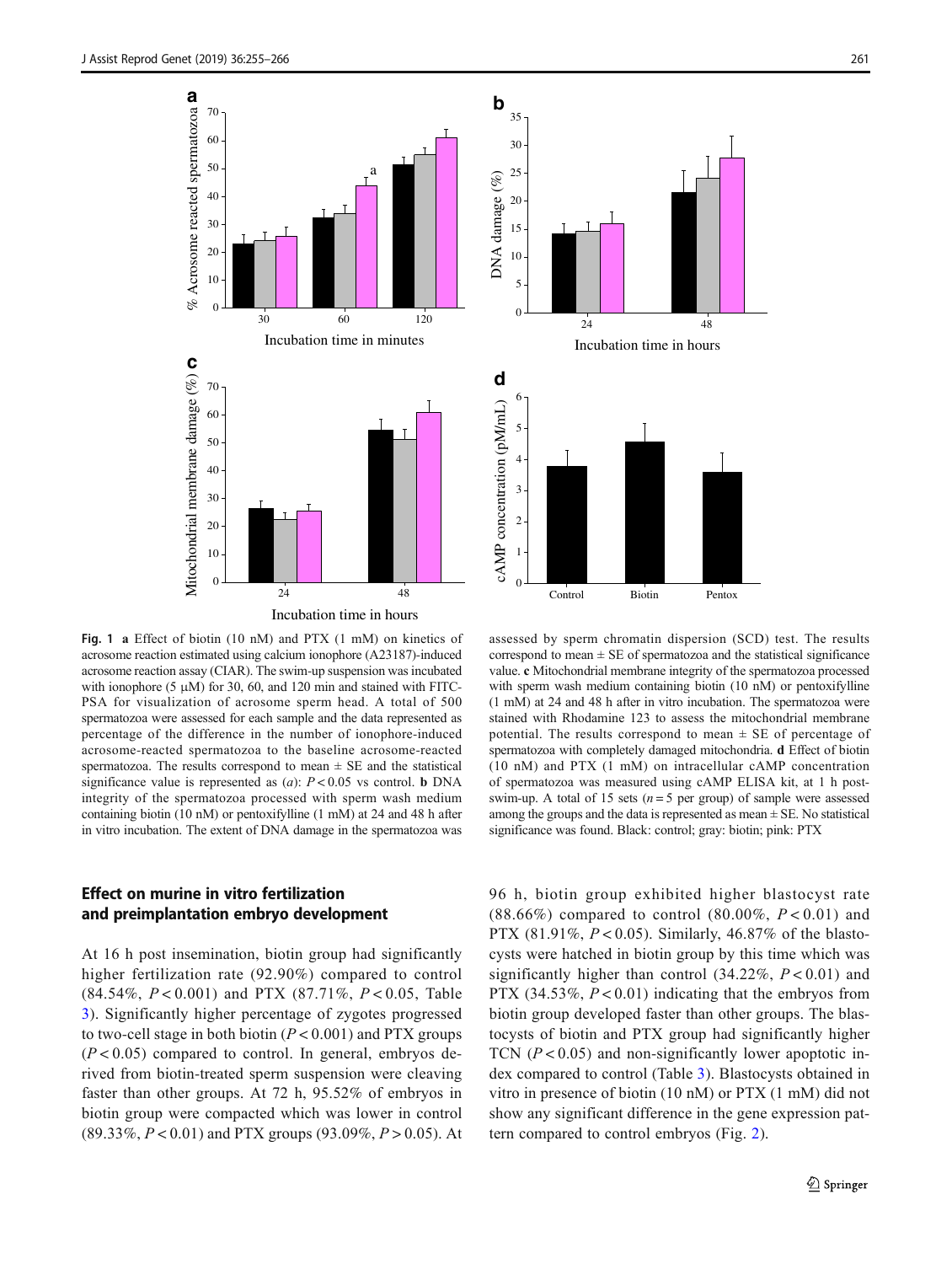**Fig. 1** **a** Effect of biotin (10 nM) and PTX (1 mM) on kinetics of acrosome reaction estimated using calcium ionophore (A23187)-induced acrosome reaction assay (CIAR). The swim-up suspension was incubated with ionophore (5 μM) for 30, 60, and 120 min and stained with FITC-PSA for visualization of acrosome sperm head. A total of 500 spermatozoa were assessed for each sample and the data represented as percentage of the difference in the number of ionophore-induced acrosome-reacted spermatozoa to the baseline acrosome-reacted spermatozoa. The results correspond to mean ± SE and the statistical significance value is represented as (*a*): $P < 0.05$ vs control. **b** DNA integrity of the spermatozoa processed with sperm wash medium containing biotin (10 nM) or pentoxifylline (1 mM) at 24 and 48 h after in vitro incubation. The extent of DNA damage in the spermatozoa was assessed by sperm chromatin dispersion (SCD) test. The results correspond to mean ± SE of spermatozoa and the statistical significance value. **c** Mitochondrial membrane integrity of the spermatozoa processed with sperm wash medium containing biotin (10 nM) or pentoxifylline (1 mM) at 24 and 48 h after in vitro incubation. The spermatozoa were stained with Rhodamine 123 to assess the mitochondrial membrane potential. The results correspond to mean ± SE of percentage of spermatozoa with completely damaged mitochondria. **d** Effect of biotin (10 nM) and PTX (1 mM) on intracellular cAMP concentration of spermatozoa was measured using cAMP ELISA kit, at 1 h post-swim-up. A total of 15 sets ($n = 5$ per group) of sample were assessed among the groups and the data is represented as mean ± SE. No statistical significance was found. Black: control; gray: biotin; pink: PTX

### Effect on murine in vitro fertilization and preimplantation embryo development

At 16 h post insemination, biotin group had significantly higher fertilization rate (92.90%) compared to control (84.54%, $P < 0.001$) and PTX (87.71%, $P < 0.05$, Table 3). Significantly higher percentage of zygotes progressed to two-cell stage in both biotin ($P < 0.001$) and PTX groups ($P < 0.05$) compared to control. In general, embryos derived from biotin-treated sperm suspension were cleaving faster than other groups. At 72 h, 95.52% of embryos in biotin group were compacted which was lower in control (89.33%, $P < 0.01$) and PTX groups (93.09%, $P > 0.05$). At 96 h, biotin group exhibited higher blastocyst rate (88.66%) compared to control (80.00%, $P < 0.01$) and PTX (81.91%, $P < 0.05$). Similarly, 46.87% of the blastocysts were hatched in biotin group by this time which was significantly higher than control (34.22%, $P < 0.01$) and PTX (34.53%, $P < 0.01$) indicating that the embryos from biotin group developed faster than other groups. The blastocysts of biotin and PTX group had significantly higher TCN ($P < 0.05$) and non-significantly lower apoptotic index compared to control (Table 3). Blastocysts obtained in vitro in presence of biotin (10 nM) or PTX (1 mM) did not show any significant difference in the gene expression pattern compared to control embryos (Fig. 2).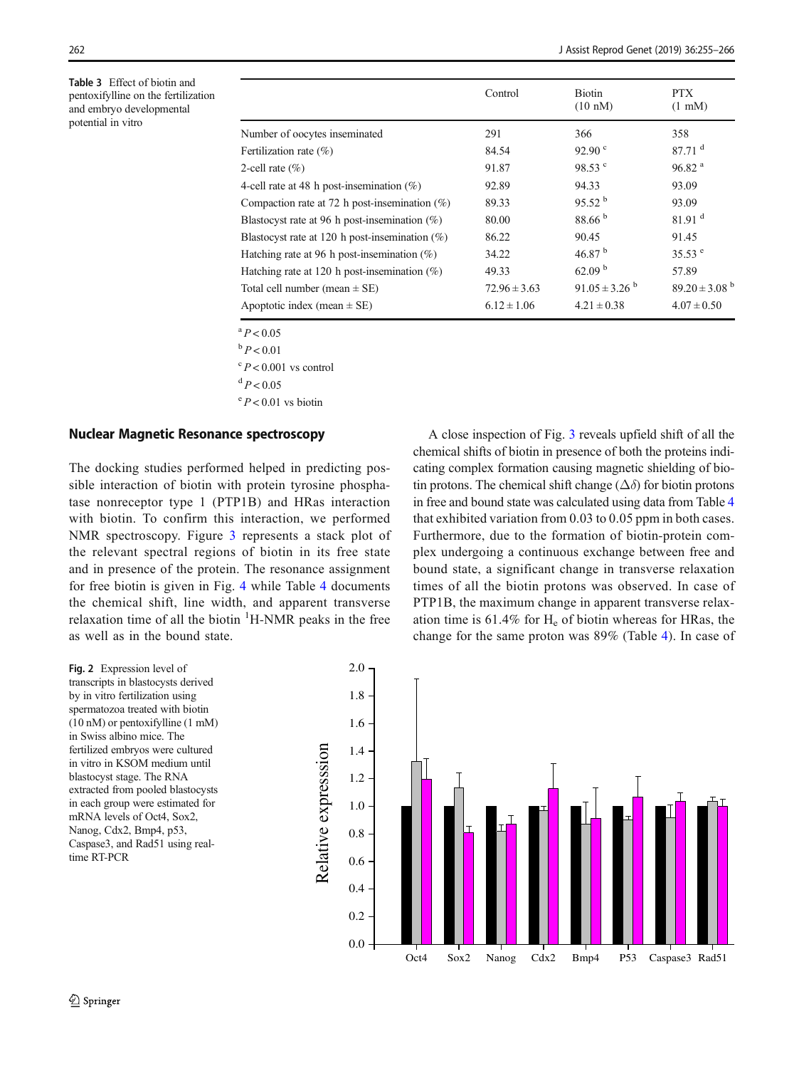**Table 3** Effect of biotin and pentoxifylline on the fertilization and embryo developmental potential in vitro

| | Control | Biotin (10 nM) | PTX (1 mM) |
|---|---|---|---|
| Number of oocytes inseminated | 291 | 366 | 358 |
| Fertilization rate (%) | 84.54 | 92.90 [c] | 87.71 [d] |
| 2-cell rate (%) | 91.87 | 98.53 [c] | 96.82 [a] |
| 4-cell rate at 48 h post-insemination (%) | 92.89 | 94.33 | 93.09 |
| Compaction rate at 72 h post-insemination (%) | 89.33 | 95.52 [b] | 93.09 |
| Blastocyst rate at 96 h post-insemination (%) | 80.00 | 88.66 [b] | 81.91 [d] |
| Blastocyst rate at 120 h post-insemination (%) | 86.22 | 90.45 | 91.45 |
| Hatching rate at 96 h post-insemination (%) | 34.22 | 46.87 [b] | 35.53 [e] |
| Hatching rate at 120 h post-insemination (%) | 49.33 | 62.09 [b] | 57.89 |
| Total cell number (mean ± SE) | 72.96 ± 3.63 | 91.05 ± 3.26 [b] | 89.20 ± 3.08 [b] |
| Apoptotic index (mean ± SE) | 6.12 ± 1.06 | 4.21 ± 0.38 | 4.07 ± 0.50 |

[a] $P < 0.05$

[b] $P < 0.01$

[c] $P < 0.001$ vs control

[d] $P < 0.05$

[e] $P < 0.01$ vs biotin

## Nuclear Magnetic Resonance spectroscopy

The docking studies performed helped in predicting possible interaction of biotin with protein tyrosine phosphatase nonreceptor type 1 (PTP1B) and HRas interaction with biotin. To confirm this interaction, we performed NMR spectroscopy. Figure 3 represents a stack plot of the relevant spectral regions of biotin in its free state and in presence of the protein. The resonance assignment for free biotin is given in Fig. 4 while Table 4 documents the chemical shift, line width, and apparent transverse relaxation time of all the biotin $^1$H-NMR peaks in the free as well as in the bound state.

A close inspection of Fig. 3 reveals upfield shift of all the chemical shifts of biotin in presence of both the proteins indicating complex formation causing magnetic shielding of biotin protons. The chemical shift change ($\Delta\delta$) for biotin protons in free and bound state was calculated using data from Table 4 that exhibited variation from 0.03 to 0.05 ppm in both cases. Furthermore, due to the formation of biotin-protein complex undergoing a continuous exchange between free and bound state, a significant change in transverse relaxation times of all the biotin protons was observed. In case of PTP1B, the maximum change in apparent transverse relaxation time is 61.4% for $H_e$ of biotin whereas for HRas, the change for the same proton was 89% (Table 4). In case of

**Fig. 2** Expression level of transcripts in blastocysts derived by in vitro fertilization using spermatozoa treated with biotin (10 nM) or pentoxifylline (1 mM) in Swiss albino mice. The fertilized embryos were cultured in vitro in KSOM medium until blastocyst stage. The RNA extracted from pooled blastocysts in each group were estimated for mRNA levels of Oct4, Sox2, Nanog, Cdx2, Bmp4, p53, Caspase3, and Rad51 using real-time RT-PCR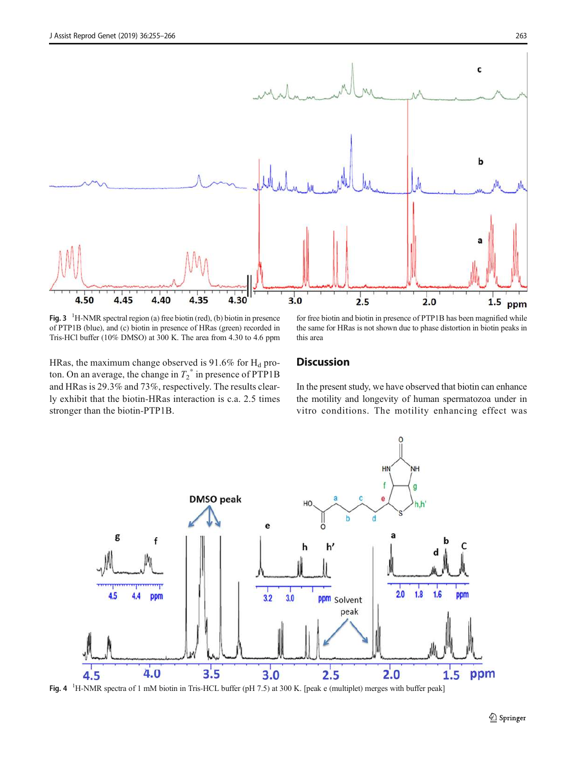**Fig. 3** $^1$H-NMR spectral region (a) free biotin (red), (b) biotin in presence of PTP1B (blue), and (c) biotin in presence of HRas (green) recorded in Tris-HCl buffer (10% DMSO) at 300 K. The area from 4.30 to 4.6 ppm for free biotin and biotin in presence of PTP1B has been magnified while the same for HRas is not shown due to phase distortion in biotin peaks in this area

HRas, the maximum change observed is 91.6% for $H_d$ proton. On an average, the change in $T_2^*$ in presence of PTP1B and HRas is 29.3% and 73%, respectively. The results clearly exhibit that the biotin-HRas interaction is c.a. 2.5 times stronger than the biotin-PTP1B.

## Discussion

In the present study, we have observed that biotin can enhance the motility and longevity of human spermatozoa under in vitro conditions. The motility enhancing effect was

**Fig. 4** $^1$H-NMR spectra of 1 mM biotin in Tris-HCL buffer (pH 7.5) at 300 K. [peak e (multiplet) merges with buffer peak]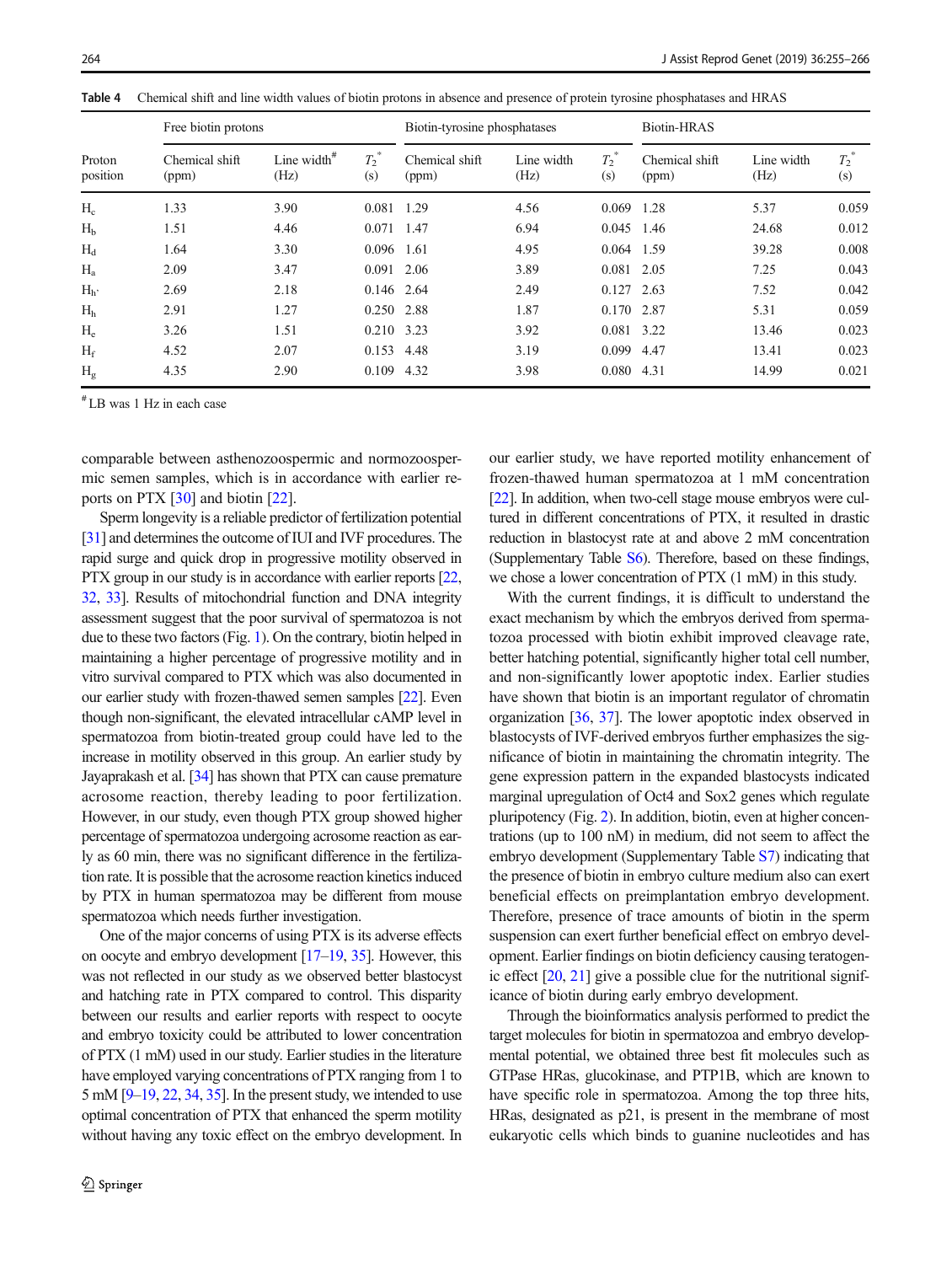**Table 4** Chemical shift and line width values of biotin protons in absence and presence of protein tyrosine phosphatases and HRAS

| Proton position | Free biotin protons | | | Biotin-tyrosine phosphatases | | | Biotin-HRAS | | |
|---|---|---|---|---|---|---|---|---|---|
| | Chemical shift (ppm) | Line width[#] (Hz) | $T_2^*$ (s) | Chemical shift (ppm) | Line width (Hz) | $T_2^*$ (s) | Chemical shift (ppm) | Line width (Hz) | $T_2^*$ (s) |
| $H_c$ | 1.33 | 3.90 | 0.081 | 1.29 | 4.56 | 0.069 | 1.28 | 5.37 | 0.059 |
| $H_b$ | 1.51 | 4.46 | 0.071 | 1.47 | 6.94 | 0.045 | 1.46 | 24.68 | 0.012 |
| $H_d$ | 1.64 | 3.30 | 0.096 | 1.61 | 4.95 | 0.064 | 1.59 | 39.28 | 0.008 |
| $H_a$ | 2.09 | 3.47 | 0.091 | 2.06 | 3.89 | 0.081 | 2.05 | 7.25 | 0.043 |
| $H_{h'}$ | 2.69 | 2.18 | 0.146 | 2.64 | 2.49 | 0.127 | 2.63 | 7.52 | 0.042 |
| $H_h$ | 2.91 | 1.27 | 0.250 | 2.88 | 1.87 | 0.170 | 2.87 | 5.31 | 0.059 |
| $H_e$ | 3.26 | 1.51 | 0.210 | 3.23 | 3.92 | 0.081 | 3.22 | 13.46 | 0.023 |
| $H_f$ | 4.52 | 2.07 | 0.153 | 4.48 | 3.19 | 0.099 | 4.47 | 13.41 | 0.023 |
| $H_g$ | 4.35 | 2.90 | 0.109 | 4.32 | 3.98 | 0.080 | 4.31 | 14.99 | 0.021 |

[#] LB was 1 Hz in each case

comparable between asthenozoospermic and normozoospermic semen samples, which is in accordance with earlier reports on PTX [30] and biotin [22].

Sperm longevity is a reliable predictor of fertilization potential [31] and determines the outcome of IUI and IVF procedures. The rapid surge and quick drop in progressive motility observed in PTX group in our study is in accordance with earlier reports [22, 32, 33]. Results of mitochondrial function and DNA integrity assessment suggest that the poor survival of spermatozoa is not due to these two factors (Fig. 1). On the contrary, biotin helped in maintaining a higher percentage of progressive motility and in vitro survival compared to PTX which was also documented in our earlier study with frozen-thawed semen samples [22]. Even though non-significant, the elevated intracellular cAMP level in spermatozoa from biotin-treated group could have led to the increase in motility observed in this group. An earlier study by Jayaprakash et al. [34] has shown that PTX can cause premature acrosome reaction, thereby leading to poor fertilization. However, in our study, even though PTX group showed higher percentage of spermatozoa undergoing acrosome reaction as early as 60 min, there was no significant difference in the fertilization rate. It is possible that the acrosome reaction kinetics induced by PTX in human spermatozoa may be different from mouse spermatozoa which needs further investigation.

One of the major concerns of using PTX is its adverse effects on oocyte and embryo development [17–19, 35]. However, this was not reflected in our study as we observed better blastocyst and hatching rate in PTX compared to control. This disparity between our results and earlier reports with respect to oocyte and embryo toxicity could be attributed to lower concentration of PTX (1 mM) used in our study. Earlier studies in the literature have employed varying concentrations of PTX ranging from 1 to 5 mM [9–19, 22, 34, 35]. In the present study, we intended to use optimal concentration of PTX that enhanced the sperm motility without having any toxic effect on the embryo development. In our earlier study, we have reported motility enhancement of frozen-thawed human spermatozoa at 1 mM concentration [22]. In addition, when two-cell stage mouse embryos were cultured in different concentrations of PTX, it resulted in drastic reduction in blastocyst rate at and above 2 mM concentration (Supplementary Table S6). Therefore, based on these findings, we chose a lower concentration of PTX (1 mM) in this study.

With the current findings, it is difficult to understand the exact mechanism by which the embryos derived from spermatozoa processed with biotin exhibit improved cleavage rate, better hatching potential, significantly higher total cell number, and non-significantly lower apoptotic index. Earlier studies have shown that biotin is an important regulator of chromatin organization [36, 37]. The lower apoptotic index observed in blastocysts of IVF-derived embryos further emphasizes the significance of biotin in maintaining the chromatin integrity. The gene expression pattern in the expanded blastocysts indicated marginal upregulation of Oct4 and Sox2 genes which regulate pluripotency (Fig. 2). In addition, biotin, even at higher concentrations (up to 100 nM) in medium, did not seem to affect the embryo development (Supplementary Table S7) indicating that the presence of biotin in embryo culture medium also can exert beneficial effects on preimplantation embryo development. Therefore, presence of trace amounts of biotin in the sperm suspension can exert further beneficial effect on embryo development. Earlier findings on biotin deficiency causing teratogenic effect [20, 21] give a possible clue for the nutritional significance of biotin during early embryo development.

Through the bioinformatics analysis performed to predict the target molecules for biotin in spermatozoa and embryo developmental potential, we obtained three best fit molecules such as GTPase HRas, glucokinase, and PTP1B, which are known to have specific role in spermatozoa. Among the top three hits, HRas, designated as p21, is present in the membrane of most eukaryotic cells which binds to guanine nucleotides and has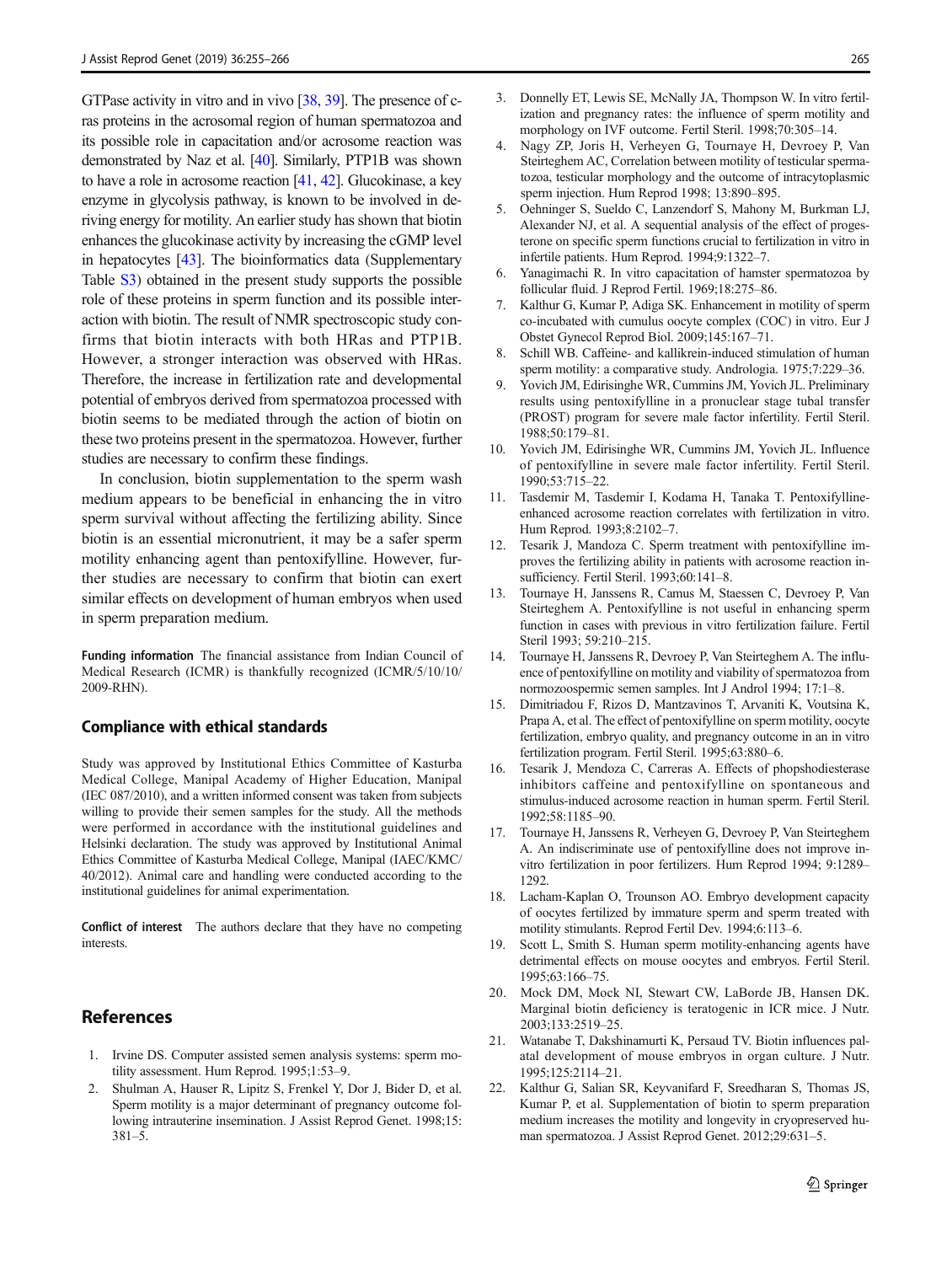GTPase activity in vitro and in vivo [38, 39]. The presence of c-ras proteins in the acrosomal region of human spermatozoa and its possible role in capacitation and/or acrosome reaction was demonstrated by Naz et al. [40]. Similarly, PTP1B was shown to have a role in acrosome reaction [41, 42]. Glucokinase, a key enzyme in glycolysis pathway, is known to be involved in deriving energy for motility. An earlier study has shown that biotin enhances the glucokinase activity by increasing the cGMP level in hepatocytes [43]. The bioinformatics data (Supplementary Table S3) obtained in the present study supports the possible role of these proteins in sperm function and its possible interaction with biotin. The result of NMR spectroscopic study confirms that biotin interacts with both HRas and PTP1B. However, a stronger interaction was observed with HRas. Therefore, the increase in fertilization rate and developmental potential of embryos derived from spermatozoa processed with biotin seems to be mediated through the action of biotin on these two proteins present in the spermatozoa. However, further studies are necessary to confirm these findings.

In conclusion, biotin supplementation to the sperm wash medium appears to be beneficial in enhancing the in vitro sperm survival without affecting the fertilizing ability. Since biotin is an essential micronutrient, it may be a safer sperm motility enhancing agent than pentoxifylline. However, further studies are necessary to confirm that biotin can exert similar effects on development of human embryos when used in sperm preparation medium.

**Funding information** The financial assistance from Indian Council of Medical Research (ICMR) is thankfully recognized (ICMR/5/10/10/2009-RHN).

### Compliance with ethical standards

Study was approved by Institutional Ethics Committee of Kasturba Medical College, Manipal Academy of Higher Education, Manipal (IEC 087/2010), and a written informed consent was taken from subjects willing to provide their semen samples for the study. All the methods were performed in accordance with the institutional guidelines and Helsinki declaration. The study was approved by Institutional Animal Ethics Committee of Kasturba Medical College, Manipal (IAEC/KMC/40/2012). Animal care and handling were conducted according to the institutional guidelines for animal experimentation.

**Conflict of interest** The authors declare that they have no competing interests.

## References

1. Irvine DS. Computer assisted semen analysis systems: sperm motility assessment. Hum Reprod. 1995;1:53–9.
2. Shulman A, Hauser R, Lipitz S, Frenkel Y, Dor J, Bider D, et al. Sperm motility is a major determinant of pregnancy outcome following intrauterine insemination. J Assist Reprod Genet. 1998;15:381–5.
3. Donnelly ET, Lewis SE, McNally JA, Thompson W. In vitro fertilization and pregnancy rates: the influence of sperm motility and morphology on IVF outcome. Fertil Steril. 1998;70:305–14.
4. Nagy ZP, Joris H, Verheyen G, Tournaye H, Devroey P, Van Steirteghem AC, Correlation between motility of testicular spermatozoa, testicular morphology and the outcome of intracytoplasmic sperm injection. Hum Reprod 1998; 13:890–895.
5. Oehninger S, Sueldo C, Lanzendorf S, Mahony M, Burkman LJ, Alexander NJ, et al. A sequential analysis of the effect of progesterone on specific sperm functions crucial to fertilization in vitro in infertile patients. Hum Reprod. 1994;9:1322–7.
6. Yanagimachi R. In vitro capacitation of hamster spermatozoa by follicular fluid. J Reprod Fertil. 1969;18:275–86.
7. Kalthur G, Kumar P, Adiga SK. Enhancement in motility of sperm co-incubated with cumulus oocyte complex (COC) in vitro. Eur J Obstet Gynecol Reprod Biol. 2009;145:167–71.
8. Schill WB. Caffeine- and kallikrein-induced stimulation of human sperm motility: a comparative study. Andrologia. 1975;7:229–36.
9. Yovich JM, Edirisinghe WR, Cummins JM, Yovich JL. Preliminary results using pentoxifylline in a pronuclear stage tubal transfer (PROST) program for severe male factor infertility. Fertil Steril. 1988;50:179–81.
10. Yovich JM, Edirisinghe WR, Cummins JM, Yovich JL. Influence of pentoxifylline in severe male factor infertility. Fertil Steril. 1990;53:715–22.
11. Tasdemir M, Tasdemir I, Kodama H, Tanaka T. Pentoxifylline-enhanced acrosome reaction correlates with fertilization in vitro. Hum Reprod. 1993;8:2102–7.
12. Tesarik J, Mandoza C. Sperm treatment with pentoxifylline improves the fertilizing ability in patients with acrosome reaction insufficiency. Fertil Steril. 1993;60:141–8.
13. Tournaye H, Janssens R, Camus M, Staessen C, Devroey P, Van Steirteghem A. Pentoxifylline is not useful in enhancing sperm function in cases with previous in vitro fertilization failure. Fertil Steril 1993; 59:210–215.
14. Tournaye H, Janssens R, Devroey P, Van Steirteghem A. The influence of pentoxifylline on motility and viability of spermatozoa from normozoospermic semen samples. Int J Androl 1994; 17:1–8.
15. Dimitriadou F, Rizos D, Mantzavinos T, Arvaniti K, Voutsina K, Prapa A, et al. The effect of pentoxifylline on sperm motility, oocyte fertilization, embryo quality, and pregnancy outcome in an in vitro fertilization program. Fertil Steril. 1995;63:880–6.
16. Tesarik J, Mendoza C, Carreras A. Effects of phopshodiesterase inhibitors caffeine and pentoxifylline on spontaneous and stimulus-induced acrosome reaction in human sperm. Fertil Steril. 1992;58:1185–90.
17. Tournaye H, Janssens R, Verheyen G, Devroey P, Van Steirteghem A. An indiscriminate use of pentoxifylline does not improve in-vitro fertilization in poor fertilizers. Hum Reprod 1994; 9:1289–1292.
18. Lacham-Kaplan O, Trounson AO. Embryo development capacity of oocytes fertilized by immature sperm and sperm treated with motility stimulants. Reprod Fertil Dev. 1994;6:113–6.
19. Scott L, Smith S. Human sperm motility-enhancing agents have detrimental effects on mouse oocytes and embryos. Fertil Steril. 1995;63:166–75.
20. Mock DM, Mock NI, Stewart CW, LaBorde JB, Hansen DK. Marginal biotin deficiency is teratogenic in ICR mice. J Nutr. 2003;133:2519–25.
21. Watanabe T, Dakshinamurti K, Persaud TV. Biotin influences palatal development of mouse embryos in organ culture. J Nutr. 1995;125:2114–21.
22. Kalthur G, Salian SR, Keyvanifard F, Sreedharan S, Thomas JS, Kumar P, et al. Supplementation of biotin to sperm preparation medium increases the motility and longevity in cryopreserved human spermatozoa. J Assist Reprod Genet. 2012;29:631–5.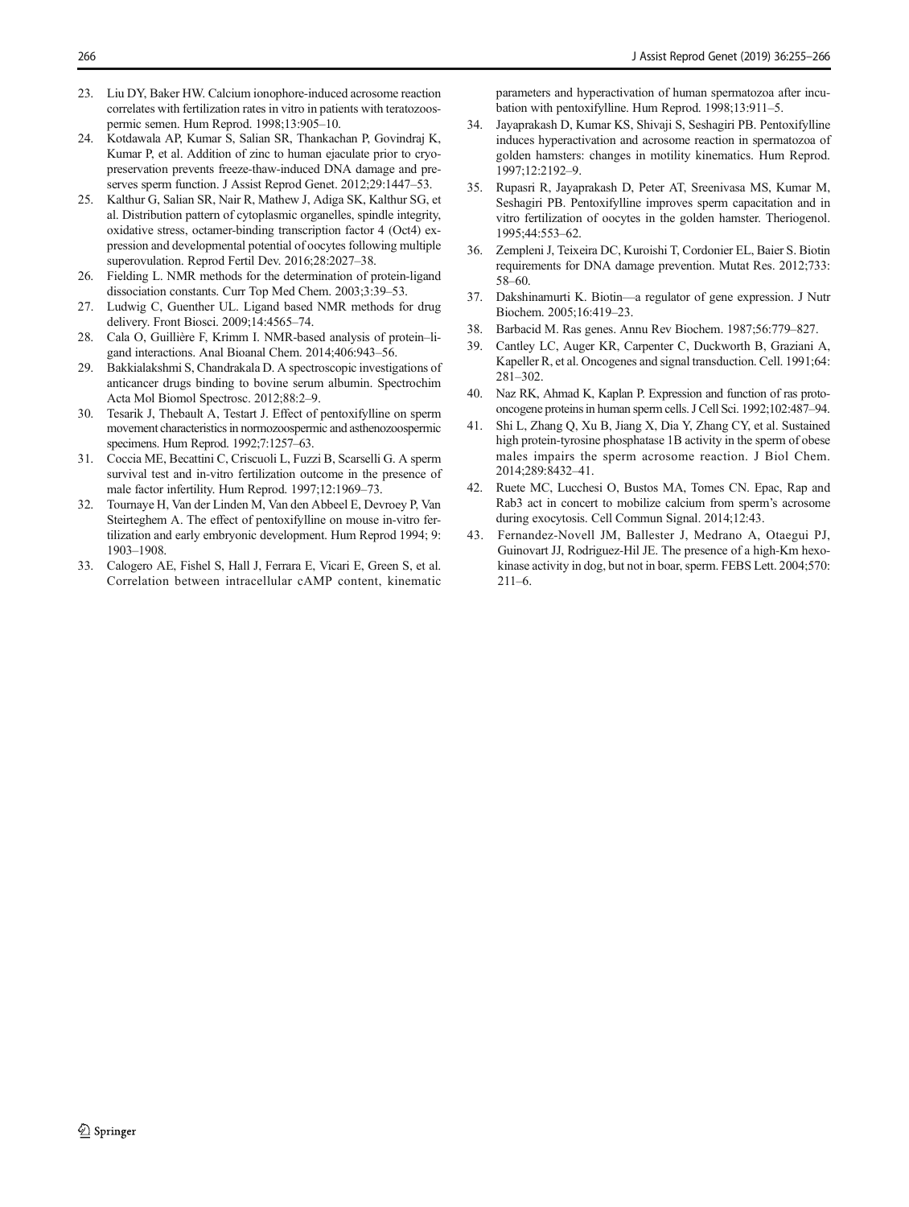23. Liu DY, Baker HW. Calcium ionophore-induced acrosome reaction correlates with fertilization rates in vitro in patients with teratozoospermic semen. Hum Reprod. 1998;13:905–10.
24. Kotdawala AP, Kumar S, Salian SR, Thankachan P, Govindraj K, Kumar P, et al. Addition of zinc to human ejaculate prior to cryopreservation prevents freeze-thaw-induced DNA damage and preserves sperm function. J Assist Reprod Genet. 2012;29:1447–53.
25. Kalthur G, Salian SR, Nair R, Mathew J, Adiga SK, Kalthur SG, et al. Distribution pattern of cytoplasmic organelles, spindle integrity, oxidative stress, octamer-binding transcription factor 4 (Oct4) expression and developmental potential of oocytes following multiple superovulation. Reprod Fertil Dev. 2016;28:2027–38.
26. Fielding L. NMR methods for the determination of protein-ligand dissociation constants. Curr Top Med Chem. 2003;3:39–53.
27. Ludwig C, Guenther UL. Ligand based NMR methods for drug delivery. Front Biosci. 2009;14:4565–74.
28. Cala O, Guillière F, Krimm I. NMR-based analysis of protein–ligand interactions. Anal Bioanal Chem. 2014;406:943–56.
29. Bakkialakshmi S, Chandrakala D. A spectroscopic investigations of anticancer drugs binding to bovine serum albumin. Spectrochim Acta Mol Biomol Spectrosc. 2012;88:2–9.
30. Tesarik J, Thebault A, Testart J. Effect of pentoxifylline on sperm movement characteristics in normozoospermic and asthenozoospermic specimens. Hum Reprod. 1992;7:1257–63.
31. Coccia ME, Becattini C, Criscuoli L, Fuzzi B, Scarselli G. A sperm survival test and in-vitro fertilization outcome in the presence of male factor infertility. Hum Reprod. 1997;12:1969–73.
32. Tournaye H, Van der Linden M, Van den Abbeel E, Devroey P, Van Steirteghem A. The effect of pentoxifylline on mouse in-vitro fertilization and early embryonic development. Hum Reprod 1994; 9: 1903–1908.
33. Calogero AE, Fishel S, Hall J, Ferrara E, Vicari E, Green S, et al. Correlation between intracellular cAMP content, kinematic parameters and hyperactivation of human spermatozoa after incubation with pentoxifylline. Hum Reprod. 1998;13:911–5.
34. Jayaprakash D, Kumar KS, Shivaji S, Seshagiri PB. Pentoxifylline induces hyperactivation and acrosome reaction in spermatozoa of golden hamsters: changes in motility kinematics. Hum Reprod. 1997;12:2192–9.
35. Rupasri R, Jayaprakash D, Peter AT, Sreenivasa MS, Kumar M, Seshagiri PB. Pentoxifylline improves sperm capacitation and in vitro fertilization of oocytes in the golden hamster. Theriogenol. 1995;44:553–62.
36. Zempleni J, Teixeira DC, Kuroishi T, Cordonier EL, Baier S. Biotin requirements for DNA damage prevention. Mutat Res. 2012;733: 58–60.
37. Dakshinamurti K. Biotin—a regulator of gene expression. J Nutr Biochem. 2005;16:419–23.
38. Barbacid M. Ras genes. Annu Rev Biochem. 1987;56:779–827.
39. Cantley LC, Auger KR, Carpenter C, Duckworth B, Graziani A, Kapeller R, et al. Oncogenes and signal transduction. Cell. 1991;64: 281–302.
40. Naz RK, Ahmad K, Kaplan P. Expression and function of ras proto-oncogene proteins in human sperm cells. J Cell Sci. 1992;102:487–94.
41. Shi L, Zhang Q, Xu B, Jiang X, Dia Y, Zhang CY, et al. Sustained high protein-tyrosine phosphatase 1B activity in the sperm of obese males impairs the sperm acrosome reaction. J Biol Chem. 2014;289:8432–41.
42. Ruete MC, Lucchesi O, Bustos MA, Tomes CN. Epac, Rap and Rab3 act in concert to mobilize calcium from sperm's acrosome during exocytosis. Cell Commun Signal. 2014;12:43.
43. Fernandez-Novell JM, Ballester J, Medrano A, Otaegui PJ, Guinovart JJ, Rodriguez-Hil JE. The presence of a high-Km hexokinase activity in dog, but not in boar, sperm. FEBS Lett. 2004;570: 211–6.